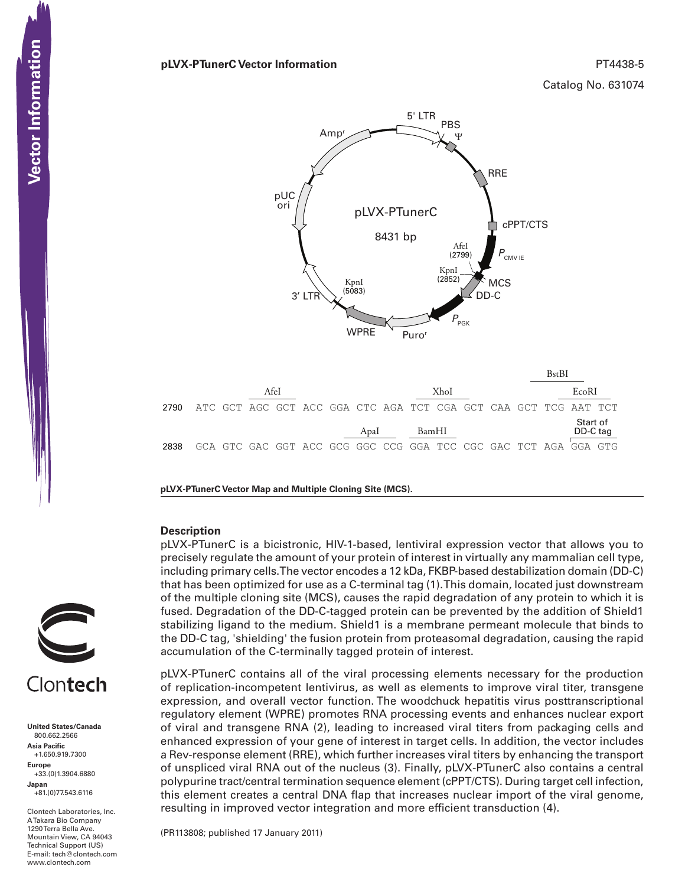**pLVX-PTunerC Vector Information**

PT4438-5

Catalog No. 631074

```
                    AfeI                              XhoI                              BstBI / EcoRI
2790   ATC  GCT  AGC  GCT  ACC  GGA  CTC  AGA  TCT  CGA  GCT  CAA  GCT  TCG  AAT  TCT

                                        ApaI       BamHI                                Start of DD-C tag
2838   GCA  GTC  GAC  GGT  ACC  GCG  GGC  CCG  GGA  TCC  CGC  GAC  TCT  AGA  GGA  GTG
```

**pLVX-PTunerC Vector Map and Multiple Cloning Site (MCS).**

## Description

pLVX-PTunerC is a bicistronic, HIV-1-based, lentiviral expression vector that allows you to precisely regulate the amount of your protein of interest in virtually any mammalian cell type, including primary cells. The vector encodes a 12 kDa, FKBP-based destabilization domain (DD-C) that has been optimized for use as a C-terminal tag (1). This domain, located just downstream of the multiple cloning site (MCS), causes the rapid degradation of any protein to which it is fused. Degradation of the DD-C-tagged protein can be prevented by the addition of Shield1 stabilizing ligand to the medium. Shield1 is a membrane permeant molecule that binds to the DD-C tag, 'shielding' the fusion protein from proteasomal degradation, causing the rapid accumulation of the C-terminally tagged protein of interest.

pLVX-PTunerC contains all of the viral processing elements necessary for the production of replication-incompetent lentivirus, as well as elements to improve viral titer, transgene expression, and overall vector function. The woodchuck hepatitis virus posttranscriptional regulatory element (WPRE) promotes RNA processing events and enhances nuclear export of viral and transgene RNA (2), leading to increased viral titers from packaging cells and enhanced expression of your gene of interest in target cells. In addition, the vector includes a Rev-response element (RRE), which further increases viral titers by enhancing the transport of unspliced viral RNA out of the nucleus (3). Finally, pLVX-PTunerC also contains a central polypurine tract/central termination sequence element (cPPT/CTS). During target cell infection, this element creates a central DNA flap that increases nuclear import of the viral genome, resulting in improved vector integration and more efficient transduction (4).

(PR113808; published 17 January 2011)

**United States/Canada**
800.662.2566

**Asia Pacific**
+1.650.919.7300

**Europe**
+33.(0)1.3904.6880

**Japan**
+81.(0)77.543.6116

Clontech Laboratories, Inc.
A Takara Bio Company
1290 Terra Bella Ave.
Mountain View, CA 94043
Technical Support (US)
E-mail: tech@clontech.com
www.clontech.com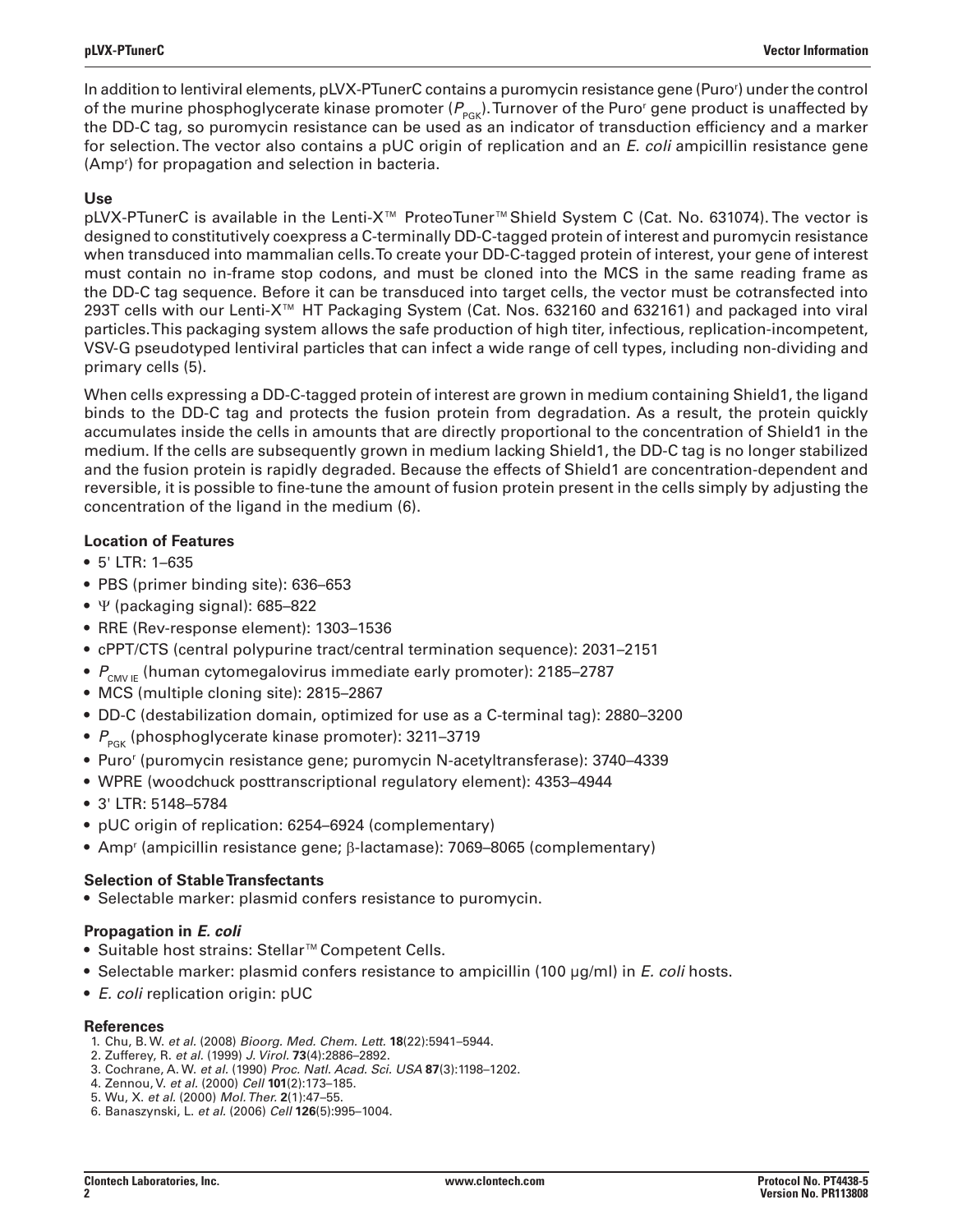In addition to lentiviral elements, pLVX-PTunerC contains a puromycin resistance gene (Puro$^r$) under the control of the murine phosphoglycerate kinase promoter ($P_{PGK}$). Turnover of the Puro$^r$ gene product is unaffected by the DD-C tag, so puromycin resistance can be used as an indicator of transduction efficiency and a marker for selection. The vector also contains a pUC origin of replication and an *E. coli* ampicillin resistance gene (Amp$^r$) for propagation and selection in bacteria.

### Use

pLVX-PTunerC is available in the Lenti-X™ ProteoTuner™ Shield System C (Cat. No. 631074). The vector is designed to constitutively coexpress a C-terminally DD-C-tagged protein of interest and puromycin resistance when transduced into mammalian cells. To create your DD-C-tagged protein of interest, your gene of interest must contain no in-frame stop codons, and must be cloned into the MCS in the same reading frame as the DD-C tag sequence. Before it can be transduced into target cells, the vector must be cotransfected into 293T cells with our Lenti-X™ HT Packaging System (Cat. Nos. 632160 and 632161) and packaged into viral particles. This packaging system allows the safe production of high titer, infectious, replication-incompetent, VSV-G pseudotyped lentiviral particles that can infect a wide range of cell types, including non-dividing and primary cells (5).

When cells expressing a DD-C-tagged protein of interest are grown in medium containing Shield1, the ligand binds to the DD-C tag and protects the fusion protein from degradation. As a result, the protein quickly accumulates inside the cells in amounts that are directly proportional to the concentration of Shield1 in the medium. If the cells are subsequently grown in medium lacking Shield1, the DD-C tag is no longer stabilized and the fusion protein is rapidly degraded. Because the effects of Shield1 are concentration-dependent and reversible, it is possible to fine-tune the amount of fusion protein present in the cells simply by adjusting the concentration of the ligand in the medium (6).

### Location of Features

- 5' LTR: 1–635
- PBS (primer binding site): 636–653
- $\Psi$ (packaging signal): 685–822
- RRE (Rev-response element): 1303–1536
- cPPT/CTS (central polypurine tract/central termination sequence): 2031–2151
- $P_{CMV\ IE}$ (human cytomegalovirus immediate early promoter): 2185–2787
- MCS (multiple cloning site): 2815–2867
- DD-C (destabilization domain, optimized for use as a C-terminal tag): 2880–3200
- $P_{PGK}$ (phosphoglycerate kinase promoter): 3211–3719
- Puro$^r$ (puromycin resistance gene; puromycin N-acetyltransferase): 3740–4339
- WPRE (woodchuck posttranscriptional regulatory element): 4353–4944
- 3' LTR: 5148–5784
- pUC origin of replication: 6254–6924 (complementary)
- Amp$^r$ (ampicillin resistance gene; $\beta$-lactamase): 7069–8065 (complementary)

### Selection of Stable Transfectants

- Selectable marker: plasmid confers resistance to puromycin.

### Propagation in *E. coli*

- Suitable host strains: Stellar™ Competent Cells.
- Selectable marker: plasmid confers resistance to ampicillin (100 µg/ml) in *E. coli* hosts.
- *E. coli* replication origin: pUC

### References

1. Chu, B. W. *et al.* (2008) *Bioorg. Med. Chem. Lett.* **18**(22):5941–5944.
2. Zufferey, R. *et al.* (1999) *J. Virol.* **73**(4):2886–2892.
3. Cochrane, A. W. *et al.* (1990) *Proc. Natl. Acad. Sci. USA* **87**(3):1198–1202.
4. Zennou, V. *et al.* (2000) *Cell* **101**(2):173–185.
5. Wu, X. *et al.* (2000) *Mol. Ther.* **2**(1):47–55.
6. Banaszynski, L. *et al.* (2006) *Cell* **126**(5):995–1004.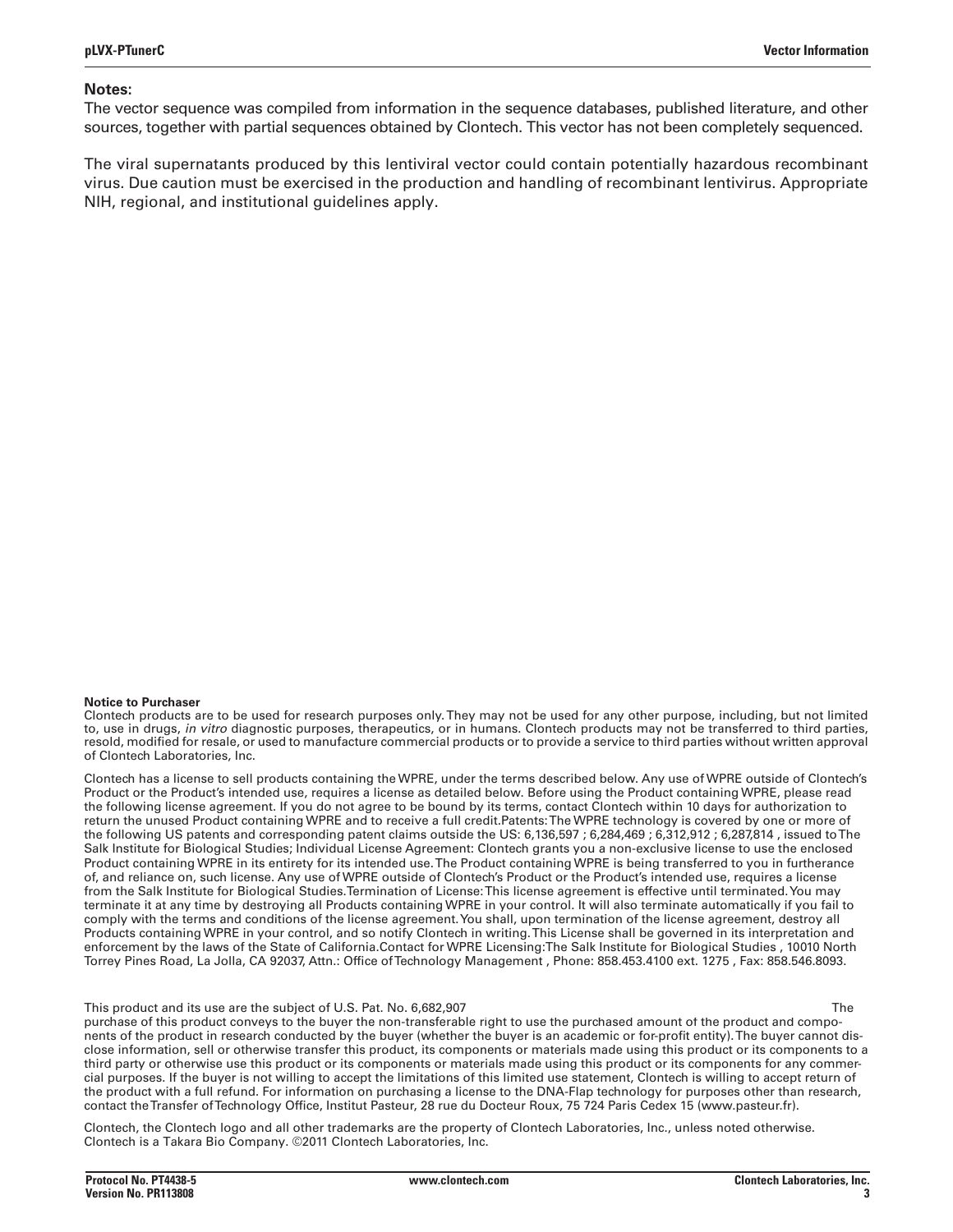**Notes:**

The vector sequence was compiled from information in the sequence databases, published literature, and other sources, together with partial sequences obtained by Clontech. This vector has not been completely sequenced.

The viral supernatants produced by this lentiviral vector could contain potentially hazardous recombinant virus. Due caution must be exercised in the production and handling of recombinant lentivirus. Appropriate NIH, regional, and institutional guidelines apply.

**Notice to Purchaser**

Clontech products are to be used for research purposes only. They may not be used for any other purpose, including, but not limited to, use in drugs, *in vitro* diagnostic purposes, therapeutics, or in humans. Clontech products may not be transferred to third parties, resold, modified for resale, or used to manufacture commercial products or to provide a service to third parties without written approval of Clontech Laboratories, Inc.

Clontech has a license to sell products containing the WPRE, under the terms described below. Any use of WPRE outside of Clontech's Product or the Product's intended use, requires a license as detailed below. Before using the Product containing WPRE, please read the following license agreement. If you do not agree to be bound by its terms, contact Clontech within 10 days for authorization to return the unused Product containing WPRE and to receive a full credit.Patents: The WPRE technology is covered by one or more of the following US patents and corresponding patent claims outside the US: 6,136,597 ; 6,284,469 ; 6,312,912 ; 6,287,814 , issued to The Salk Institute for Biological Studies; Individual License Agreement: Clontech grants you a non-exclusive license to use the enclosed Product containing WPRE in its entirety for its intended use. The Product containing WPRE is being transferred to you in furtherance of, and reliance on, such license. Any use of WPRE outside of Clontech's Product or the Product's intended use, requires a license from the Salk Institute for Biological Studies.Termination of License: This license agreement is effective until terminated. You may terminate it at any time by destroying all Products containing WPRE in your control. It will also terminate automatically if you fail to comply with the terms and conditions of the license agreement. You shall, upon termination of the license agreement, destroy all Products containing WPRE in your control, and so notify Clontech in writing. This License shall be governed in its interpretation and enforcement by the laws of the State of California.Contact for WPRE Licensing:The Salk Institute for Biological Studies , 10010 North Torrey Pines Road, La Jolla, CA 92037, Attn.: Office of Technology Management , Phone: 858.453.4100 ext. 1275 , Fax: 858.546.8093.

This product and its use are the subject of U.S. Pat. No. 6,682,907 The purchase of this product conveys to the buyer the non-transferable right to use the purchased amount of the product and components of the product in research conducted by the buyer (whether the buyer is an academic or for-profit entity). The buyer cannot disclose information, sell or otherwise transfer this product, its components or materials made using this product or its components to a third party or otherwise use this product or its components or materials made using this product or its components for any commercial purposes. If the buyer is not willing to accept the limitations of this limited use statement, Clontech is willing to accept return of the product with a full refund. For information on purchasing a license to the DNA-Flap technology for purposes other than research, contact the Transfer of Technology Office, Institut Pasteur, 28 rue du Docteur Roux, 75 724 Paris Cedex 15 (www.pasteur.fr).

Clontech, the Clontech logo and all other trademarks are the property of Clontech Laboratories, Inc., unless noted otherwise. Clontech is a Takara Bio Company. ©2011 Clontech Laboratories, Inc.